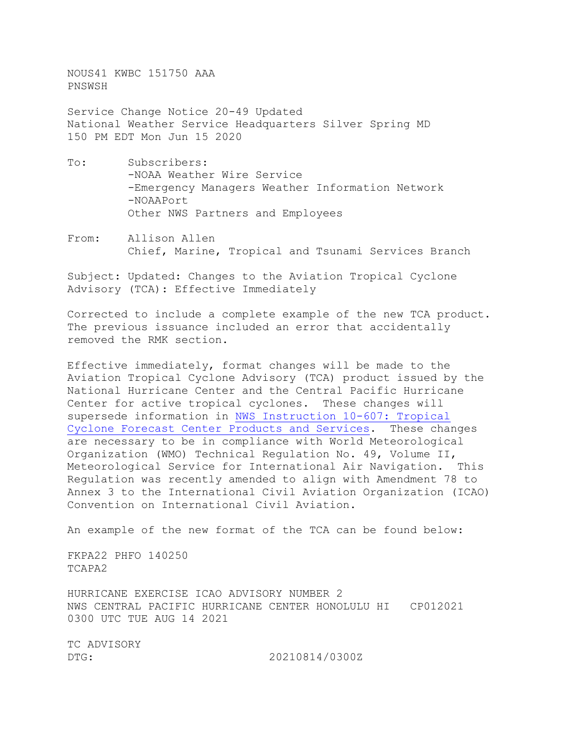NOUS41 KWBC 151750 AAA
PNSWSH

Service Change Notice 20-49 Updated
National Weather Service Headquarters Silver Spring MD
150 PM EDT Mon Jun 15 2020

To: Subscribers:
-NOAA Weather Wire Service
-Emergency Managers Weather Information Network
-NOAAPort
Other NWS Partners and Employees

From: Allison Allen
Chief, Marine, Tropical and Tsunami Services Branch

Subject: Updated: Changes to the Aviation Tropical Cyclone Advisory (TCA): Effective Immediately

Corrected to include a complete example of the new TCA product. The previous issuance included an error that accidentally removed the RMK section.

Effective immediately, format changes will be made to the Aviation Tropical Cyclone Advisory (TCA) product issued by the National Hurricane Center and the Central Pacific Hurricane Center for active tropical cyclones. These changes will supersede information in [NWS Instruction 10-607: Tropical Cyclone Forecast Center Products and Services](). These changes are necessary to be in compliance with World Meteorological Organization (WMO) Technical Regulation No. 49, Volume II, Meteorological Service for International Air Navigation. This Regulation was recently amended to align with Amendment 78 to Annex 3 to the International Civil Aviation Organization (ICAO) Convention on International Civil Aviation.

An example of the new format of the TCA can be found below:

```
FKPA22 PHFO 140250
TCAPA2

HURRICANE EXERCISE ICAO ADVISORY NUMBER 2
NWS CENTRAL PACIFIC HURRICANE CENTER HONOLULU HI   CP012021
0300 UTC TUE AUG 14 2021

TC ADVISORY
DTG:                          20210814/0300Z
```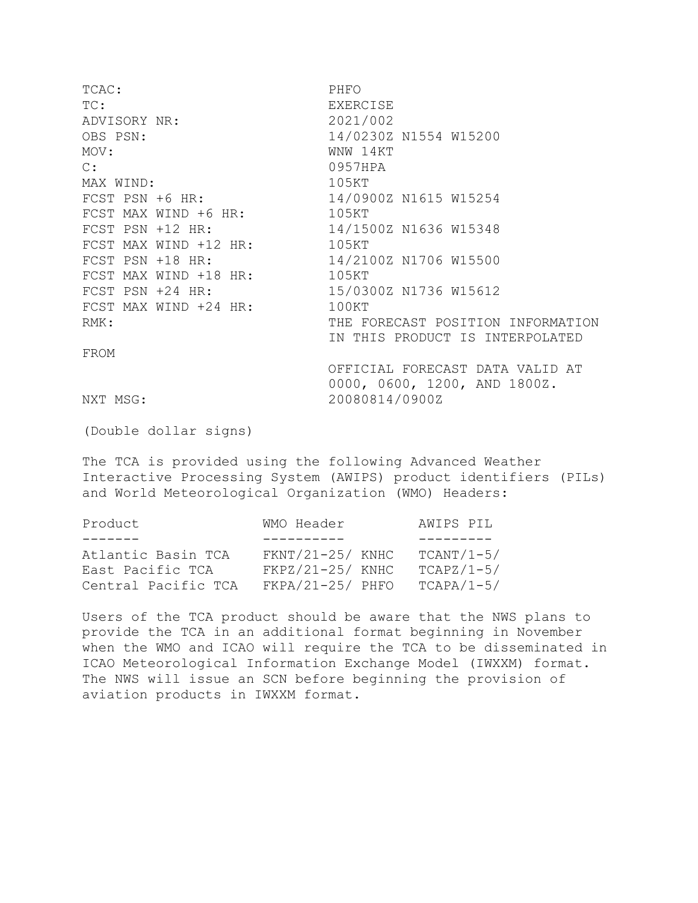```
TCAC:                        PHFO
TC:                          EXERCISE
ADVISORY NR:                 2021/002
OBS PSN:                     14/0230Z N1554 W15200
MOV:                         WNW 14KT
C:                           0957HPA
MAX WIND:                    105KT
FCST PSN +6 HR:              14/0900Z N1615 W15254
FCST MAX WIND +6 HR:         105KT
FCST PSN +12 HR:             14/1500Z N1636 W15348
FCST MAX WIND +12 HR:        105KT
FCST PSN +18 HR:             14/2100Z N1706 W15500
FCST MAX WIND +18 HR:        105KT
FCST PSN +24 HR:             15/0300Z N1736 W15612
FCST MAX WIND +24 HR:        100KT
RMK:                         THE FORECAST POSITION INFORMATION
                             IN THIS PRODUCT IS INTERPOLATED
FROM
                             OFFICIAL FORECAST DATA VALID AT
                             0000, 0600, 1200, AND 1800Z.
NXT MSG:                     20080814/0900Z
```

(Double dollar signs)

The TCA is provided using the following Advanced Weather Interactive Processing System (AWIPS) product identifiers (PILs) and World Meteorological Organization (WMO) Headers:

| Product | WMO Header | AWIPS PIL |
|---|---|---|
| Atlantic Basin TCA | FKNT/21-25/ KNHC | TCANT/1-5/ |
| East Pacific TCA | FKPZ/21-25/ KNHC | TCAPZ/1-5/ |
| Central Pacific TCA | FKPA/21-25/ PHFO | TCAPA/1-5/ |

Users of the TCA product should be aware that the NWS plans to provide the TCA in an additional format beginning in November when the WMO and ICAO will require the TCA to be disseminated in ICAO Meteorological Information Exchange Model (IWXXM) format. The NWS will issue an SCN before beginning the provision of aviation products in IWXXM format.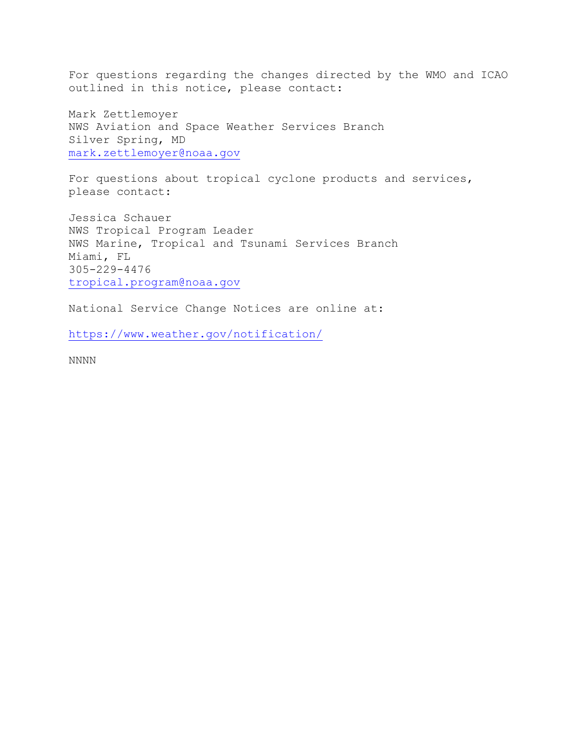For questions regarding the changes directed by the WMO and ICAO outlined in this notice, please contact:

Mark Zettlemoyer
NWS Aviation and Space Weather Services Branch
Silver Spring, MD
mark.zettlemoyer@noaa.gov

For questions about tropical cyclone products and services, please contact:

Jessica Schauer
NWS Tropical Program Leader
NWS Marine, Tropical and Tsunami Services Branch
Miami, FL
305-229-4476
tropical.program@noaa.gov

National Service Change Notices are online at:

https://www.weather.gov/notification/

NNNN